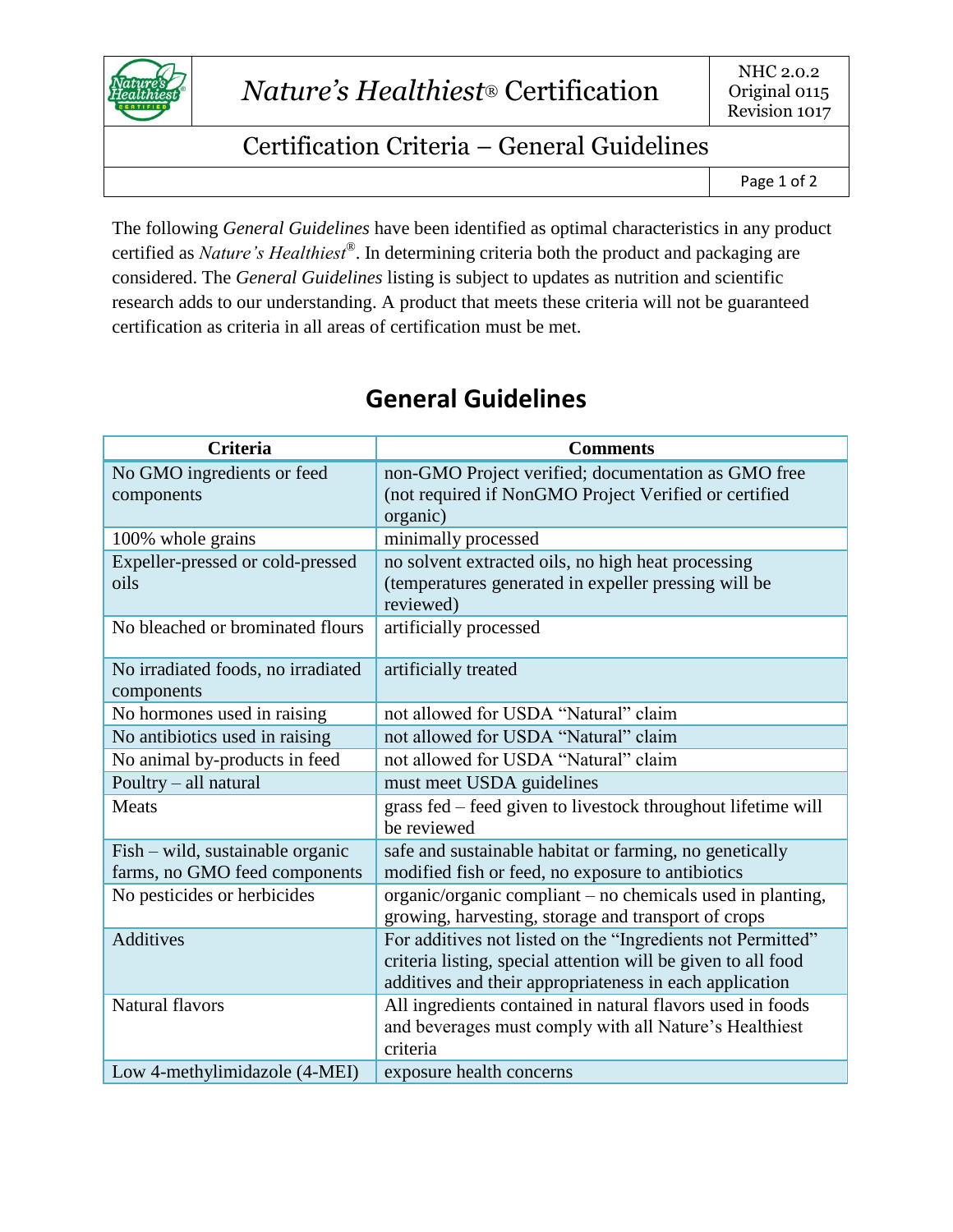# *Nature's Healthiest*® Certification

NHC 2.0.2
Original 0115
Revision 1017

## Certification Criteria – General Guidelines

The following *General Guidelines* have been identified as optimal characteristics in any product certified as *Nature's Healthiest*®. In determining criteria both the product and packaging are considered. The *General Guidelines* listing is subject to updates as nutrition and scientific research adds to our understanding. A product that meets these criteria will not be guaranteed certification as criteria in all areas of certification must be met.

## General Guidelines

| Criteria | Comments |
| --- | --- |
| No GMO ingredients or feed components | non-GMO Project verified; documentation as GMO free (not required if NonGMO Project Verified or certified organic) |
| 100% whole grains | minimally processed |
| Expeller-pressed or cold-pressed oils | no solvent extracted oils, no high heat processing (temperatures generated in expeller pressing will be reviewed) |
| No bleached or brominated flours | artificially processed |
| No irradiated foods, no irradiated components | artificially treated |
| No hormones used in raising | not allowed for USDA "Natural" claim |
| No antibiotics used in raising | not allowed for USDA "Natural" claim |
| No animal by-products in feed | not allowed for USDA "Natural" claim |
| Poultry – all natural | must meet USDA guidelines |
| Meats | grass fed – feed given to livestock throughout lifetime will be reviewed |
| Fish – wild, sustainable organic farms, no GMO feed components | safe and sustainable habitat or farming, no genetically modified fish or feed, no exposure to antibiotics |
| No pesticides or herbicides | organic/organic compliant – no chemicals used in planting, growing, harvesting, storage and transport of crops |
| Additives | For additives not listed on the "Ingredients not Permitted" criteria listing, special attention will be given to all food additives and their appropriateness in each application |
| Natural flavors | All ingredients contained in natural flavors used in foods and beverages must comply with all Nature's Healthiest criteria |
| Low 4-methylimidazole (4-MEI) | exposure health concerns |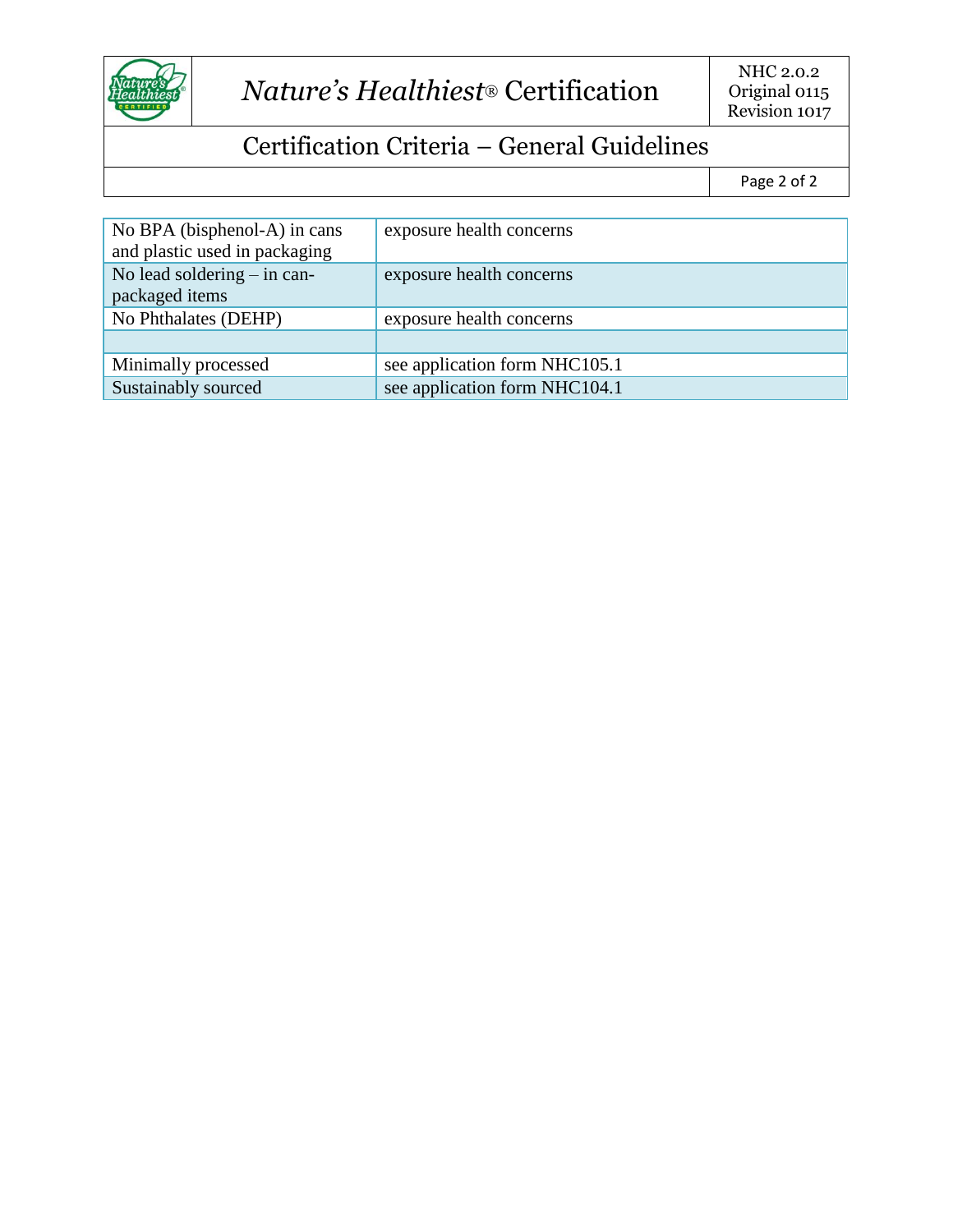| | |
|---|---|
| No BPA (bisphenol-A) in cans and plastic used in packaging | exposure health concerns |
| No lead soldering – in can-packaged items | exposure health concerns |
| No Phthalates (DEHP) | exposure health concerns |
| | |
| Minimally processed | see application form NHC105.1 |
| Sustainably sourced | see application form NHC104.1 |